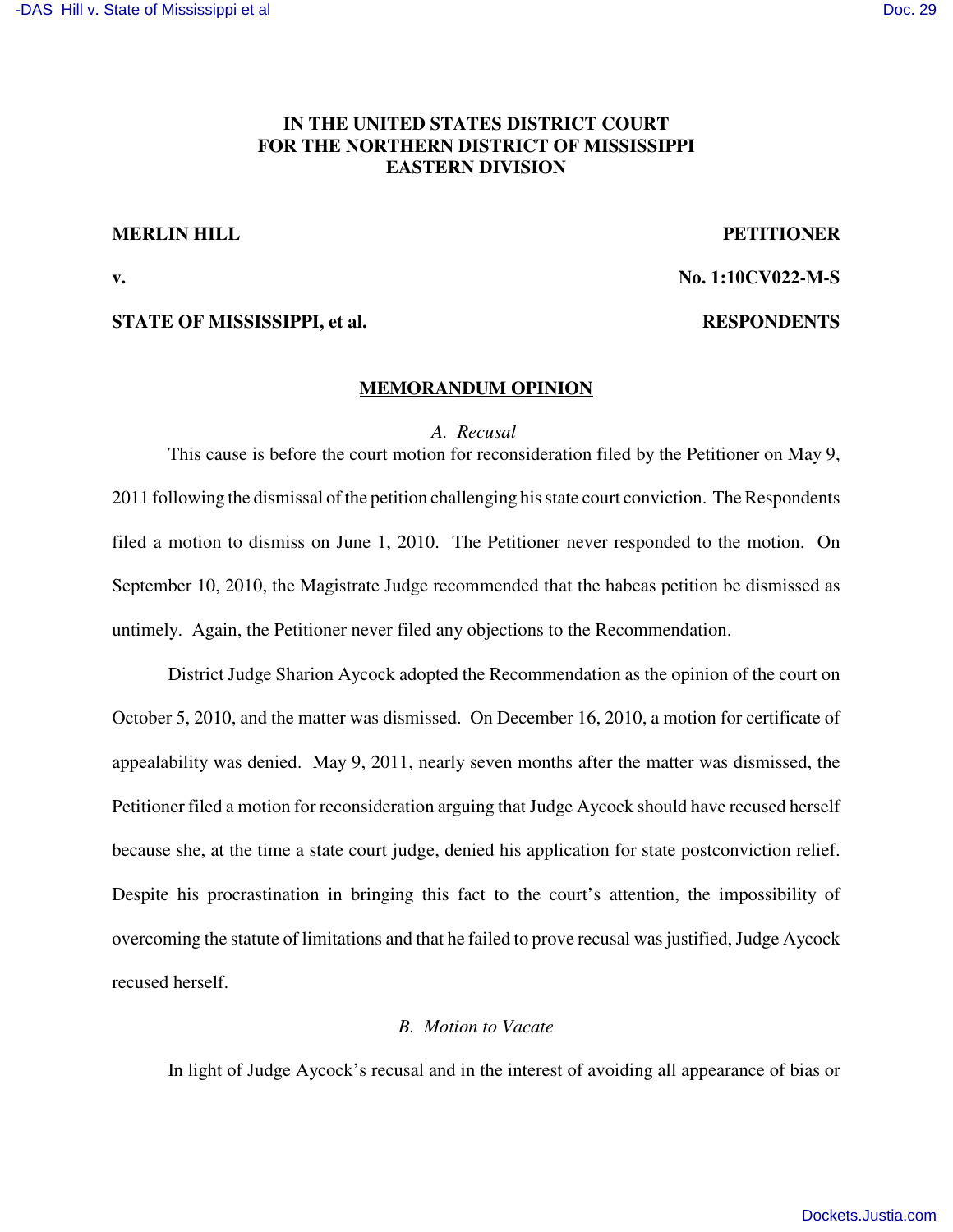# IN THE UNITED STATES DISTRICT COURT FOR THE NORTHERN DISTRICT OF MISSISSIPPI EASTERN DIVISION

**MERLIN HILL** **PETITIONER**

**v.** **No. 1:10CV022-M-S**

**STATE OF MISSISSIPPI, et al.** **RESPONDENTS**

## MEMORANDUM OPINION

### *A. Recusal*

This cause is before the court motion for reconsideration filed by the Petitioner on May 9, 2011 following the dismissal of the petition challenging his state court conviction. The Respondents filed a motion to dismiss on June 1, 2010. The Petitioner never responded to the motion. On September 10, 2010, the Magistrate Judge recommended that the habeas petition be dismissed as untimely. Again, the Petitioner never filed any objections to the Recommendation.

District Judge Sharion Aycock adopted the Recommendation as the opinion of the court on October 5, 2010, and the matter was dismissed. On December 16, 2010, a motion for certificate of appealability was denied. May 9, 2011, nearly seven months after the matter was dismissed, the Petitioner filed a motion for reconsideration arguing that Judge Aycock should have recused herself because she, at the time a state court judge, denied his application for state postconviction relief. Despite his procrastination in bringing this fact to the court's attention, the impossibility of overcoming the statute of limitations and that he failed to prove recusal was justified, Judge Aycock recused herself.

### *B. Motion to Vacate*

In light of Judge Aycock's recusal and in the interest of avoiding all appearance of bias or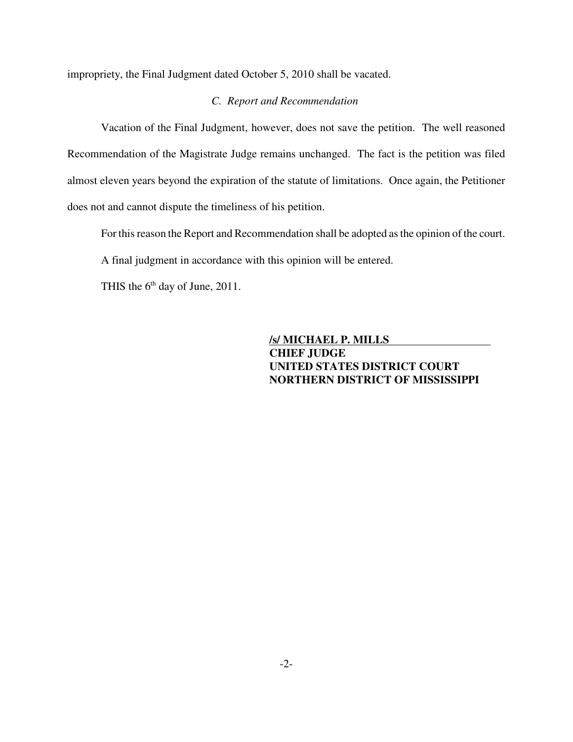impropriety, the Final Judgment dated October 5, 2010 shall be vacated.

*C. Report and Recommendation*

Vacation of the Final Judgment, however, does not save the petition. The well reasoned Recommendation of the Magistrate Judge remains unchanged. The fact is the petition was filed almost eleven years beyond the expiration of the statute of limitations. Once again, the Petitioner does not and cannot dispute the timeliness of his petition.

For this reason the Report and Recommendation shall be adopted as the opinion of the court.

A final judgment in accordance with this opinion will be entered.

THIS the 6th day of June, 2011.

**/s/ MICHAEL P. MILLS**
**CHIEF JUDGE**
**UNITED STATES DISTRICT COURT**
**NORTHERN DISTRICT OF MISSISSIPPI**